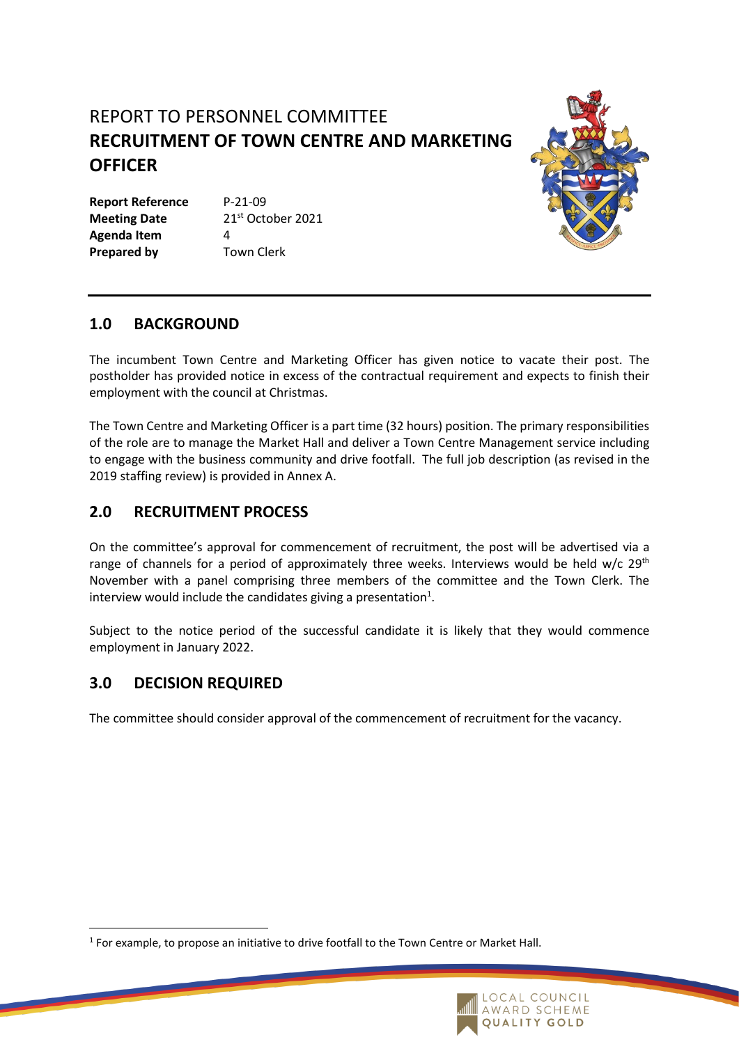REPORT TO PERSONNEL COMMITTEE

# RECRUITMENT OF TOWN CENTRE AND MARKETING OFFICER

| **Report Reference** | P-21-09 |
|---|---|
| **Meeting Date** | 21st October 2021 |
| **Agenda Item** | 4 |
| **Prepared by** | Town Clerk |

## 1.0 BACKGROUND

The incumbent Town Centre and Marketing Officer has given notice to vacate their post. The postholder has provided notice in excess of the contractual requirement and expects to finish their employment with the council at Christmas.

The Town Centre and Marketing Officer is a part time (32 hours) position. The primary responsibilities of the role are to manage the Market Hall and deliver a Town Centre Management service including to engage with the business community and drive footfall. The full job description (as revised in the 2019 staffing review) is provided in Annex A.

## 2.0 RECRUITMENT PROCESS

On the committee's approval for commencement of recruitment, the post will be advertised via a range of channels for a period of approximately three weeks. Interviews would be held w/c 29th November with a panel comprising three members of the committee and the Town Clerk. The interview would include the candidates giving a presentation[1].

Subject to the notice period of the successful candidate it is likely that they would commence employment in January 2022.

## 3.0 DECISION REQUIRED

The committee should consider approval of the commencement of recruitment for the vacancy.

---

[1] For example, to propose an initiative to drive footfall to the Town Centre or Market Hall.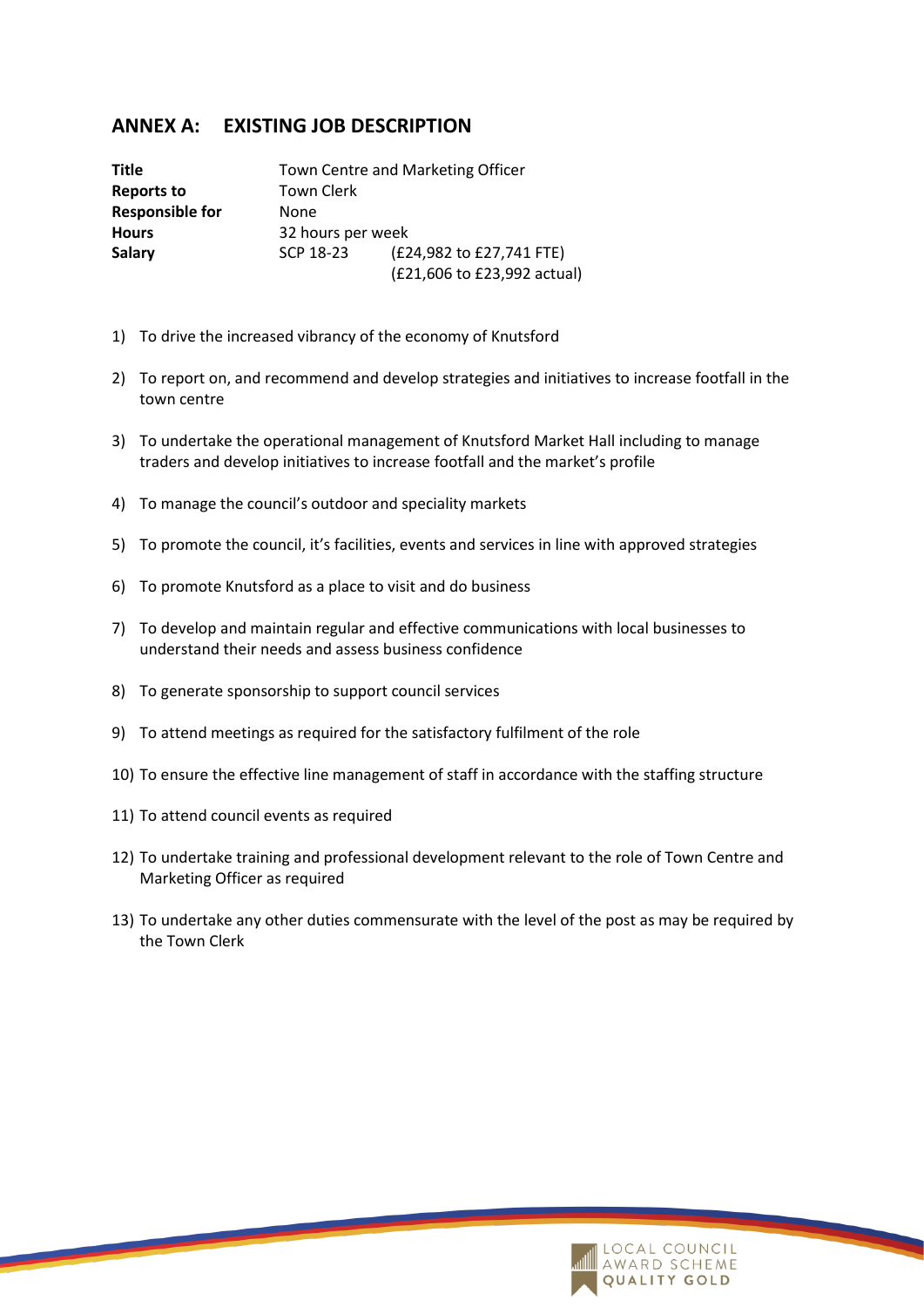## ANNEX A: EXISTING JOB DESCRIPTION

| | | |
|---|---|---|
| **Title** | Town Centre and Marketing Officer | |
| **Reports to** | Town Clerk | |
| **Responsible for** | None | |
| **Hours** | 32 hours per week | |
| **Salary** | SCP 18-23 | (£24,982 to £27,741 FTE) |
| | | (£21,606 to £23,992 actual) |

1) To drive the increased vibrancy of the economy of Knutsford
2) To report on, and recommend and develop strategies and initiatives to increase footfall in the town centre
3) To undertake the operational management of Knutsford Market Hall including to manage traders and develop initiatives to increase footfall and the market's profile
4) To manage the council's outdoor and speciality markets
5) To promote the council, it's facilities, events and services in line with approved strategies
6) To promote Knutsford as a place to visit and do business
7) To develop and maintain regular and effective communications with local businesses to understand their needs and assess business confidence
8) To generate sponsorship to support council services
9) To attend meetings as required for the satisfactory fulfilment of the role
10) To ensure the effective line management of staff in accordance with the staffing structure
11) To attend council events as required
12) To undertake training and professional development relevant to the role of Town Centre and Marketing Officer as required
13) To undertake any other duties commensurate with the level of the post as may be required by the Town Clerk

LOCAL COUNCIL AWARD SCHEME QUALITY GOLD